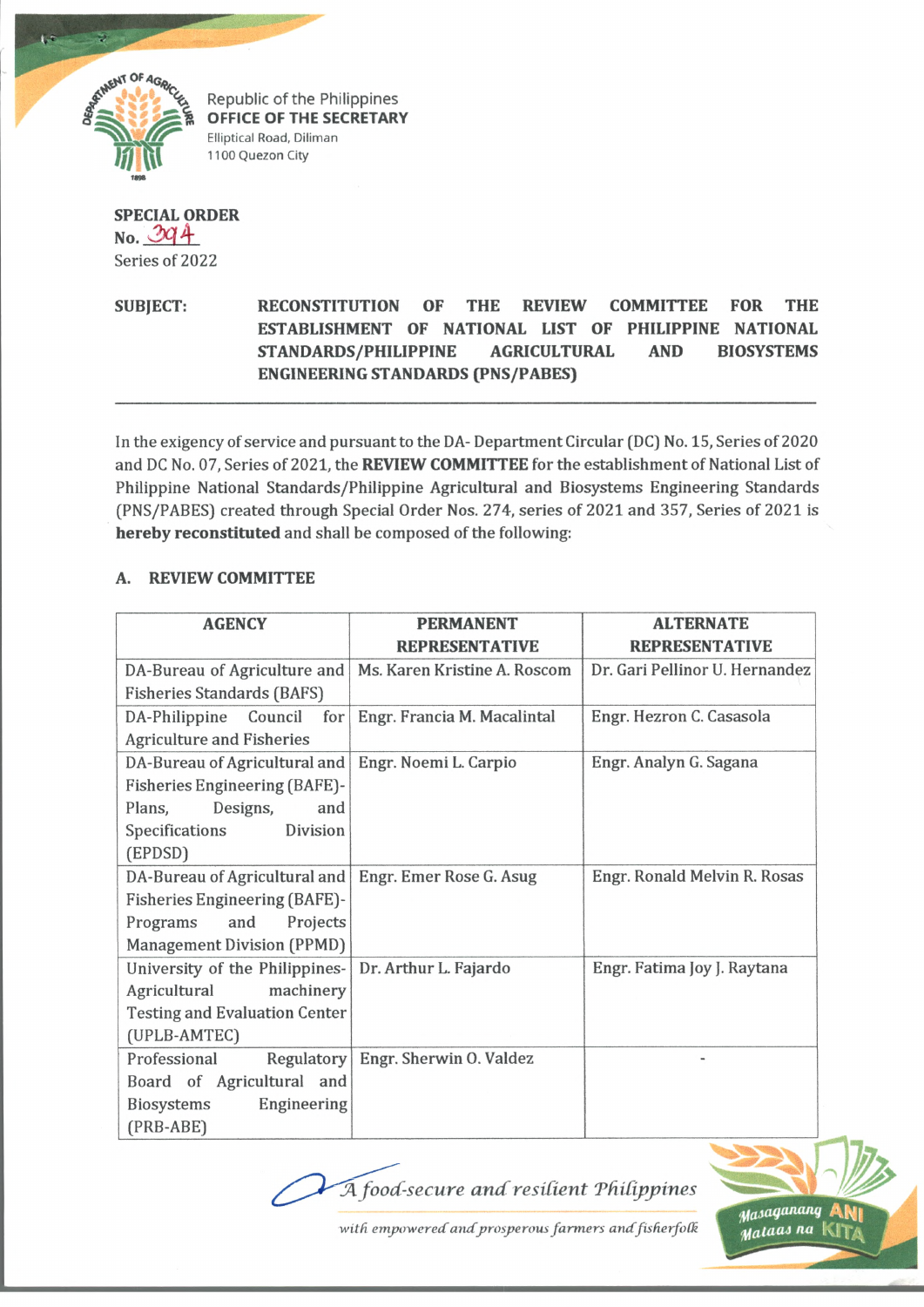Republic of the Philippines
**OFFICE OF THE SECRETARY**
Elliptical Road, Diliman
1100 Quezon City

**SPECIAL ORDER**
**No. 394**
Series of 2022

**SUBJECT: RECONSTITUTION OF THE REVIEW COMMITTEE FOR THE ESTABLISHMENT OF NATIONAL LIST OF PHILIPPINE NATIONAL STANDARDS/PHILIPPINE AGRICULTURAL AND BIOSYSTEMS ENGINEERING STANDARDS (PNS/PABES)**

---

In the exigency of service and pursuant to the DA- Department Circular (DC) No. 15, Series of 2020 and DC No. 07, Series of 2021, the **REVIEW COMMITTEE** for the establishment of National List of Philippine National Standards/Philippine Agricultural and Biosystems Engineering Standards (PNS/PABES) created through Special Order Nos. 274, series of 2021 and 357, Series of 2021 is **hereby reconstituted** and shall be composed of the following:

## A. REVIEW COMMITTEE

| AGENCY | PERMANENT REPRESENTATIVE | ALTERNATE REPRESENTATIVE |
|---|---|---|
| DA-Bureau of Agriculture and Fisheries Standards (BAFS) | Ms. Karen Kristine A. Roscom | Dr. Gari Pellinor U. Hernandez |
| DA-Philippine Council for Agriculture and Fisheries | Engr. Francia M. Macalintal | Engr. Hezron C. Casasola |
| DA-Bureau of Agricultural and Fisheries Engineering (BAFE)-Plans, Designs, and Specifications Division (EPDSD) | Engr. Noemi L. Carpio | Engr. Analyn G. Sagana |
| DA-Bureau of Agricultural and Fisheries Engineering (BAFE)-Programs and Projects Management Division (PPMD) | Engr. Emer Rose G. Asug | Engr. Ronald Melvin R. Rosas |
| University of the Philippines-Agricultural machinery Testing and Evaluation Center (UPLB-AMTEC) | Dr. Arthur L. Fajardo | Engr. Fatima Joy J. Raytana |
| Professional Regulatory Board of Agricultural and Biosystems Engineering (PRB-ABE) | Engr. Sherwin O. Valdez | - |

*A food-secure and resilient Philippines with empowered and prosperous farmers and fisherfolk*

Masaganang ANI Mataas na KITA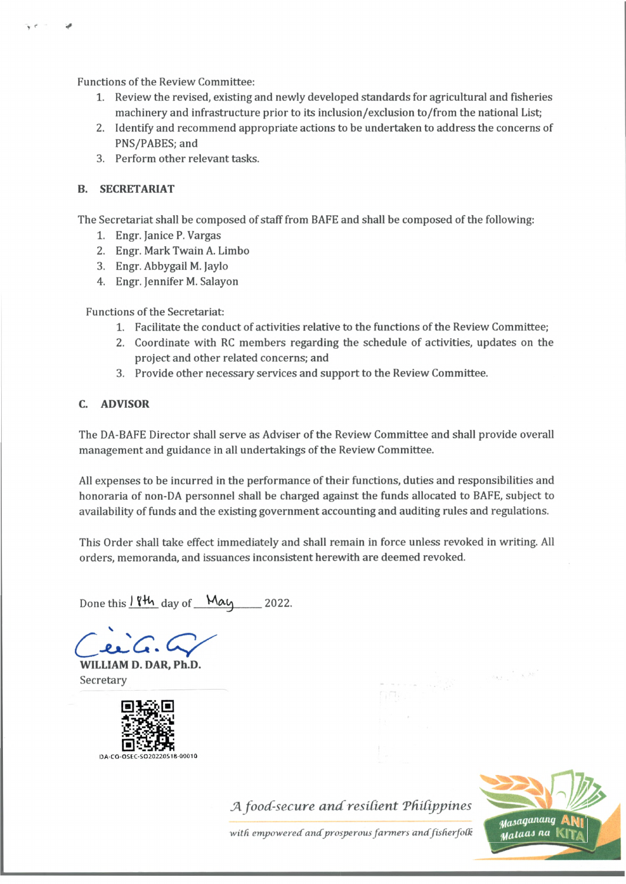Functions of the Review Committee:

1. Review the revised, existing and newly developed standards for agricultural and fisheries machinery and infrastructure prior to its inclusion/exclusion to/from the national List;
2. Identify and recommend appropriate actions to be undertaken to address the concerns of PNS/PABES; and
3. Perform other relevant tasks.

**B. SECRETARIAT**

The Secretariat shall be composed of staff from BAFE and shall be composed of the following:

1. Engr. Janice P. Vargas
2. Engr. Mark Twain A. Limbo
3. Engr. Abbygail M. Jaylo
4. Engr. Jennifer M. Salayon

Functions of the Secretariat:

1. Facilitate the conduct of activities relative to the functions of the Review Committee;
2. Coordinate with RC members regarding the schedule of activities, updates on the project and other related concerns; and
3. Provide other necessary services and support to the Review Committee.

**C. ADVISOR**

The DA-BAFE Director shall serve as Adviser of the Review Committee and shall provide overall management and guidance in all undertakings of the Review Committee.

All expenses to be incurred in the performance of their functions, duties and responsibilities and honoraria of non-DA personnel shall be charged against the funds allocated to BAFE, subject to availability of funds and the existing government accounting and auditing rules and regulations.

This Order shall take effect immediately and shall remain in force unless revoked in writing. All orders, memoranda, and issuances inconsistent herewith are deemed revoked.

Done this 18th day of May 2022.

**WILLIAM D. DAR, Ph.D.**
Secretary

DA-CO-OSEC-SO20220518-00010

*A food-secure and resilient Philippines*

*with empowered and prosperous farmers and fisherfolk*

Masaganang ANI Mataas na KITA